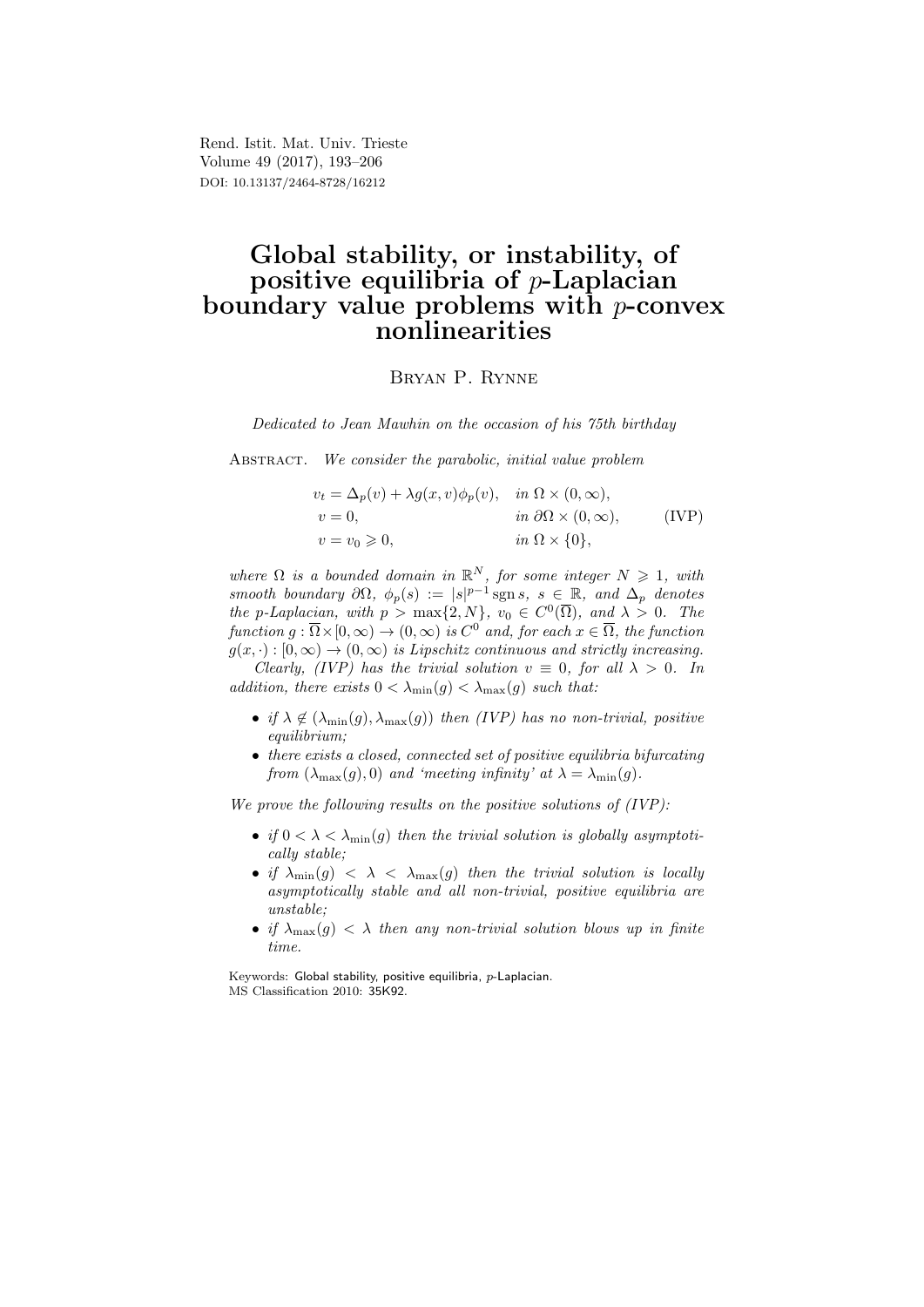Rend. Istit. Mat. Univ. Trieste
Volume 49 (2017), 193–206
DOI: 10.13137/2464-8728/16212

# Global stability, or instability, of positive equilibria of $p$-Laplacian boundary value problems with $p$-convex nonlinearities

Bryan P. Rynne

*Dedicated to Jean Mawhin on the occasion of his 75th birthday*

Abstract. *We consider the parabolic, initial value problem*

$$\begin{aligned} &v_t = \Delta_p(v) + \lambda g(x,v)\phi_p(v), && \text{in } \Omega \times (0,\infty), \\ &v = 0, && \text{in } \partial\Omega \times (0,\infty), \\ &v = v_0 \geqslant 0, && \text{in } \Omega \times \{0\}, \end{aligned} \qquad \text{(IVP)}$$

*where $\Omega$ is a bounded domain in $\mathbb{R}^N$, for some integer $N \geqslant 1$, with smooth boundary $\partial\Omega$, $\phi_p(s) := |s|^{p-1}\operatorname{sgn} s$, $s \in \mathbb{R}$, and $\Delta_p$ denotes the p-Laplacian, with $p > \max\{2, N\}$, $v_0 \in C^0(\overline{\Omega})$, and $\lambda > 0$. The function $g : \overline{\Omega} \times [0,\infty) \to (0,\infty)$ is $C^0$ and, for each $x \in \overline{\Omega}$, the function $g(x,\cdot) : [0,\infty) \to (0,\infty)$ is Lipschitz continuous and strictly increasing.*

*Clearly, (IVP) has the trivial solution $v \equiv 0$, for all $\lambda > 0$. In addition, there exists $0 < \lambda_{\min}(g) < \lambda_{\max}(g)$ such that:*

- *if $\lambda \notin (\lambda_{\min}(g), \lambda_{\max}(g))$ then (IVP) has no non-trivial, positive equilibrium;*
- *there exists a closed, connected set of positive equilibria bifurcating from $(\lambda_{\max}(g), 0)$ and 'meeting infinity' at $\lambda = \lambda_{\min}(g)$.*

*We prove the following results on the positive solutions of (IVP):*

- *if $0 < \lambda < \lambda_{\min}(g)$ then the trivial solution is globally asymptotically stable;*
- *if $\lambda_{\min}(g) < \lambda < \lambda_{\max}(g)$ then the trivial solution is locally asymptotically stable and all non-trivial, positive equilibria are unstable;*
- *if $\lambda_{\max}(g) < \lambda$ then any non-trivial solution blows up in finite time.*

Keywords: Global stability, positive equilibria, $p$-Laplacian.
MS Classification 2010: 35K92.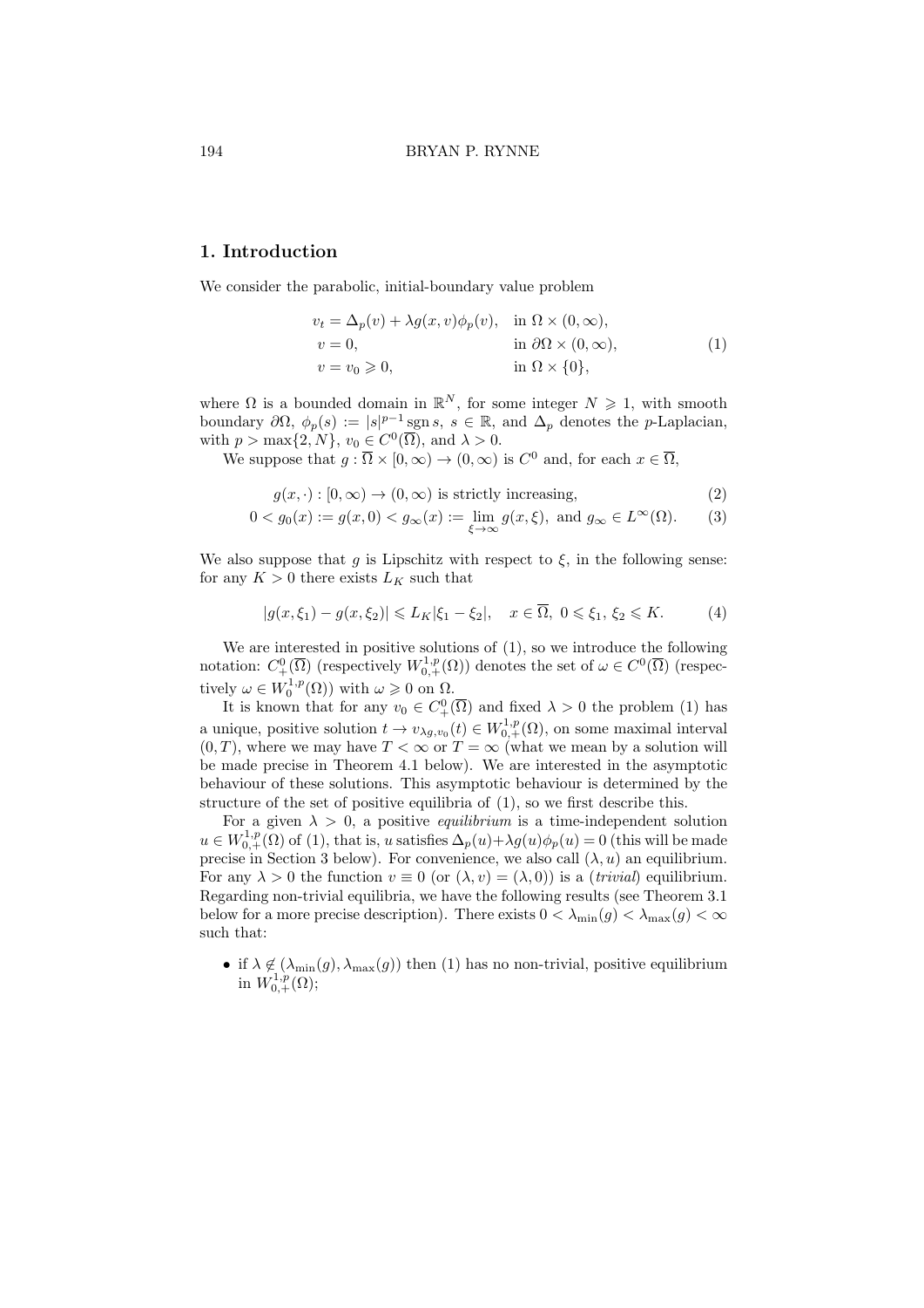## 1. Introduction

We consider the parabolic, initial-boundary value problem

$$
\begin{aligned}
&v_t = \Delta_p(v) + \lambda g(x,v)\phi_p(v), && \text{in } \Omega \times (0,\infty),\\
&v = 0, && \text{in } \partial\Omega \times (0,\infty),\\
&v = v_0 \geqslant 0, && \text{in } \Omega \times \{0\},
\end{aligned}
\tag{1}
$$

where $\Omega$ is a bounded domain in $\mathbb{R}^N$, for some integer $N \geqslant 1$, with smooth boundary $\partial\Omega$, $\phi_p(s) := |s|^{p-1} \operatorname{sgn} s$, $s \in \mathbb{R}$, and $\Delta_p$ denotes the $p$-Laplacian, with $p > \max\{2, N\}$, $v_0 \in C^0(\overline{\Omega})$, and $\lambda > 0$.

We suppose that $g : \overline{\Omega} \times [0,\infty) \to (0,\infty)$ is $C^0$ and, for each $x \in \overline{\Omega}$,

$$
g(x,\cdot) : [0,\infty) \to (0,\infty) \text{ is strictly increasing,} \tag{2}
$$

$$
0 < g_0(x) := g(x,0) < g_\infty(x) := \lim_{\xi \to \infty} g(x,\xi), \text{ and } g_\infty \in L^\infty(\Omega). \tag{3}
$$

We also suppose that $g$ is Lipschitz with respect to $\xi$, in the following sense: for any $K > 0$ there exists $L_K$ such that

$$
|g(x,\xi_1) - g(x,\xi_2)| \leqslant L_K|\xi_1 - \xi_2|, \quad x \in \overline{\Omega},\ 0 \leqslant \xi_1, \xi_2 \leqslant K. \tag{4}
$$

We are interested in positive solutions of (1), so we introduce the following notation: $C^0_+(\overline{\Omega})$ (respectively $W^{1,p}_{0,+}(\Omega)$) denotes the set of $\omega \in C^0(\overline{\Omega})$ (respectively $\omega \in W^{1,p}_0(\Omega)$) with $\omega \geqslant 0$ on $\Omega$.

It is known that for any $v_0 \in C^0_+(\overline{\Omega})$ and fixed $\lambda > 0$ the problem (1) has a unique, positive solution $t \to v_{\lambda g, v_0}(t) \in W^{1,p}_{0,+}(\Omega)$, on some maximal interval $(0,T)$, where we may have $T < \infty$ or $T = \infty$ (what we mean by a solution will be made precise in Theorem 4.1 below). We are interested in the asymptotic behaviour of these solutions. This asymptotic behaviour is determined by the structure of the set of positive equilibria of (1), so we first describe this.

For a given $\lambda > 0$, a positive *equilibrium* is a time-independent solution $u \in W^{1,p}_{0,+}(\Omega)$ of (1), that is, $u$ satisfies $\Delta_p(u) + \lambda g(u)\phi_p(u) = 0$ (this will be made precise in Section 3 below). For convenience, we also call $(\lambda, u)$ an equilibrium. For any $\lambda > 0$ the function $v \equiv 0$ (or $(\lambda, v) = (\lambda, 0)$) is a (*trivial*) equilibrium. Regarding non-trivial equilibria, we have the following results (see Theorem 3.1 below for a more precise description). There exists $0 < \lambda_{\min}(g) < \lambda_{\max}(g) < \infty$ such that:

- if $\lambda \notin (\lambda_{\min}(g), \lambda_{\max}(g))$ then (1) has no non-trivial, positive equilibrium in $W^{1,p}_{0,+}(\Omega)$;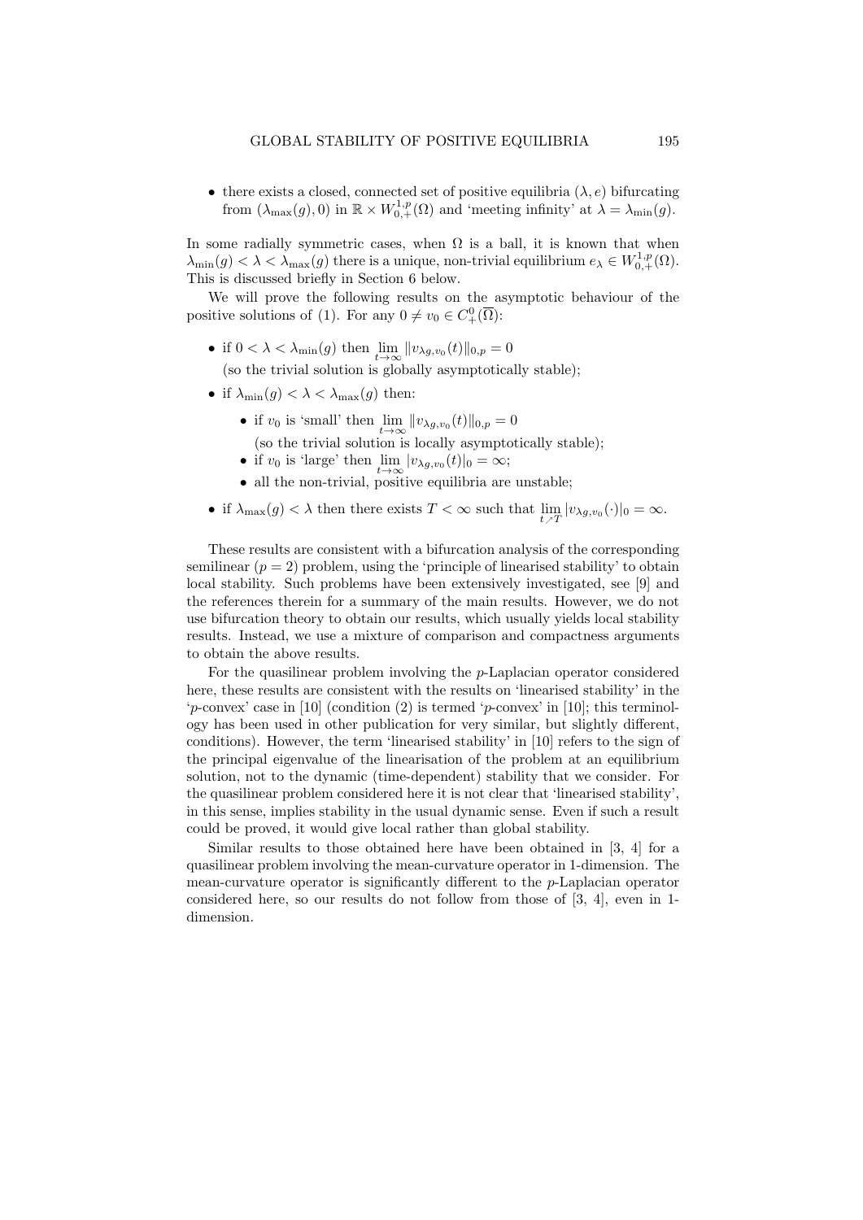- there exists a closed, connected set of positive equilibria $(\lambda, e)$ bifurcating from $(\lambda_{\max}(g), 0)$ in $\mathbb{R} \times W^{1,p}_{0,+}(\Omega)$ and 'meeting infinity' at $\lambda = \lambda_{\min}(g)$.

In some radially symmetric cases, when $\Omega$ is a ball, it is known that when $\lambda_{\min}(g) < \lambda < \lambda_{\max}(g)$ there is a unique, non-trivial equilibrium $e_\lambda \in W^{1,p}_{0,+}(\Omega)$. This is discussed briefly in Section 6 below.

We will prove the following results on the asymptotic behaviour of the positive solutions of (1). For any $0 \neq v_0 \in C^0_+(\overline{\Omega})$:

- if $0 < \lambda < \lambda_{\min}(g)$ then $\lim_{t\to\infty} \|v_{\lambda g, v_0}(t)\|_{0,p} = 0$ (so the trivial solution is globally asymptotically stable);
- if $\lambda_{\min}(g) < \lambda < \lambda_{\max}(g)$ then:
  - if $v_0$ is 'small' then $\lim_{t\to\infty} \|v_{\lambda g, v_0}(t)\|_{0,p} = 0$ (so the trivial solution is locally asymptotically stable);
  - if $v_0$ is 'large' then $\lim_{t\to\infty} |v_{\lambda g, v_0}(t)|_0 = \infty$;
  - all the non-trivial, positive equilibria are unstable;
- if $\lambda_{\max}(g) < \lambda$ then there exists $T < \infty$ such that $\lim_{t \nearrow T} |v_{\lambda g, v_0}(\cdot)|_0 = \infty$.

These results are consistent with a bifurcation analysis of the corresponding semilinear ($p = 2$) problem, using the 'principle of linearised stability' to obtain local stability. Such problems have been extensively investigated, see [9] and the references therein for a summary of the main results. However, we do not use bifurcation theory to obtain our results, which usually yields local stability results. Instead, we use a mixture of comparison and compactness arguments to obtain the above results.

For the quasilinear problem involving the $p$-Laplacian operator considered here, these results are consistent with the results on 'linearised stability' in the '$p$-convex' case in [10] (condition (2) is termed '$p$-convex' in [10]; this terminology has been used in other publication for very similar, but slightly different, conditions). However, the term 'linearised stability' in [10] refers to the sign of the principal eigenvalue of the linearisation of the problem at an equilibrium solution, not to the dynamic (time-dependent) stability that we consider. For the quasilinear problem considered here it is not clear that 'linearised stability', in this sense, implies stability in the usual dynamic sense. Even if such a result could be proved, it would give local rather than global stability.

Similar results to those obtained here have been obtained in [3, 4] for a quasilinear problem involving the mean-curvature operator in 1-dimension. The mean-curvature operator is significantly different to the $p$-Laplacian operator considered here, so our results do not follow from those of [3, 4], even in 1-dimension.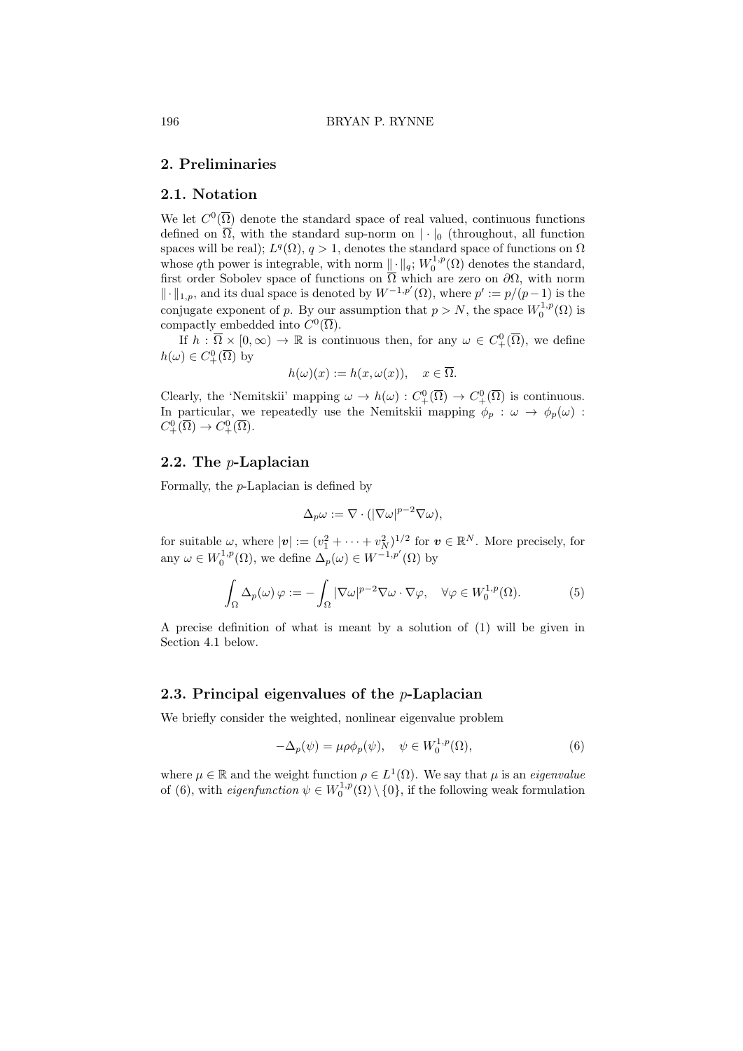## 2. Preliminaries

### 2.1. Notation

We let $C^0(\overline{\Omega})$ denote the standard space of real valued, continuous functions defined on $\overline{\Omega}$, with the standard sup-norm on $|\cdot|_0$ (throughout, all function spaces will be real); $L^q(\Omega)$, $q > 1$, denotes the standard space of functions on $\Omega$ whose $q$th power is integrable, with norm $\|\cdot\|_q$; $W_0^{1,p}(\Omega)$ denotes the standard, first order Sobolev space of functions on $\overline{\Omega}$ which are zero on $\partial\Omega$, with norm $\|\cdot\|_{1,p}$, and its dual space is denoted by $W^{-1,p'}(\Omega)$, where $p' := p/(p-1)$ is the conjugate exponent of $p$. By our assumption that $p > N$, the space $W_0^{1,p}(\Omega)$ is compactly embedded into $C^0(\overline{\Omega})$.

If $h : \overline{\Omega} \times [0, \infty) \to \mathbb{R}$ is continuous then, for any $\omega \in C_+^0(\overline{\Omega})$, we define $h(\omega) \in C_+^0(\overline{\Omega})$ by

$$h(\omega)(x) := h(x, \omega(x)), \quad x \in \overline{\Omega}.$$

Clearly, the 'Nemitskii' mapping $\omega \to h(\omega) : C_+^0(\overline{\Omega}) \to C_+^0(\overline{\Omega})$ is continuous. In particular, we repeatedly use the Nemitskii mapping $\phi_p : \omega \to \phi_p(\omega) : C_+^0(\overline{\Omega}) \to C_+^0(\overline{\Omega})$.

### 2.2. The $p$-Laplacian

Formally, the $p$-Laplacian is defined by

$$\Delta_p \omega := \nabla \cdot (|\nabla \omega|^{p-2} \nabla \omega),$$

for suitable $\omega$, where $|\boldsymbol{v}| := (v_1^2 + \cdots + v_N^2)^{1/2}$ for $\boldsymbol{v} \in \mathbb{R}^N$. More precisely, for any $\omega \in W_0^{1,p}(\Omega)$, we define $\Delta_p(\omega) \in W^{-1,p'}(\Omega)$ by

$$\int_\Omega \Delta_p(\omega)\, \varphi := -\int_\Omega |\nabla \omega|^{p-2} \nabla \omega \cdot \nabla \varphi, \quad \forall \varphi \in W_0^{1,p}(\Omega). \tag{5}$$

A precise definition of what is meant by a solution of (1) will be given in Section 4.1 below.

### 2.3. Principal eigenvalues of the $p$-Laplacian

We briefly consider the weighted, nonlinear eigenvalue problem

$$-\Delta_p(\psi) = \mu \rho \phi_p(\psi), \quad \psi \in W_0^{1,p}(\Omega), \tag{6}$$

where $\mu \in \mathbb{R}$ and the weight function $\rho \in L^1(\Omega)$. We say that $\mu$ is an *eigenvalue* of (6), with *eigenfunction* $\psi \in W_0^{1,p}(\Omega) \setminus \{0\}$, if the following weak formulation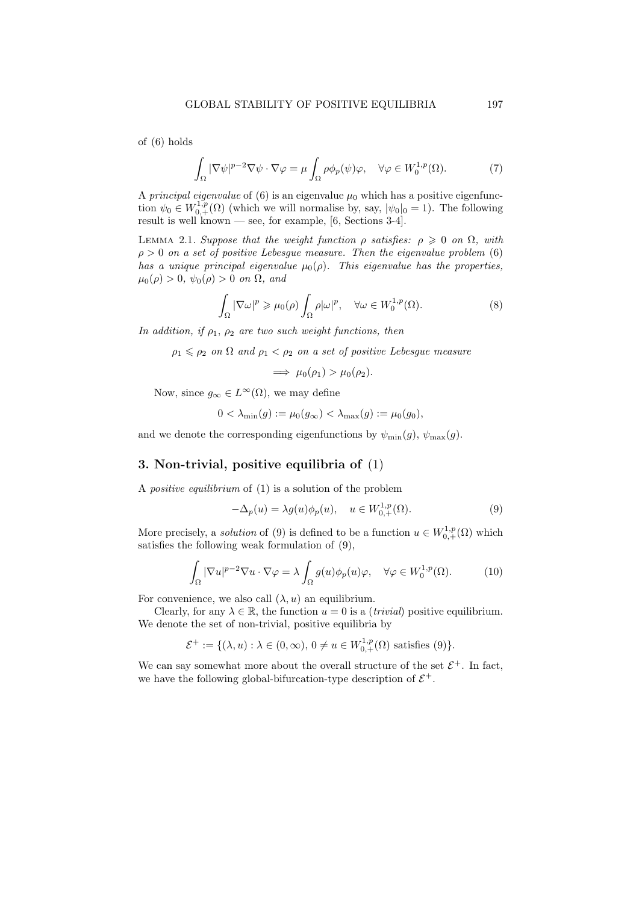of (6) holds

$$\int_\Omega |\nabla\psi|^{p-2}\nabla\psi\cdot\nabla\varphi = \mu\int_\Omega \rho\phi_p(\psi)\varphi, \quad \forall\varphi\in W_0^{1,p}(\Omega). \tag{7}$$

A *principal eigenvalue* of (6) is an eigenvalue $\mu_0$ which has a positive eigenfunction $\psi_0 \in W_{0,+}^{1,p}(\Omega)$ (which we will normalise by, say, $|\psi_0|_0 = 1$). The following result is well known — see, for example, [6, Sections 3-4].

LEMMA 2.1. *Suppose that the weight function $\rho$ satisfies: $\rho \geqslant 0$ on $\Omega$, with $\rho > 0$ on a set of positive Lebesgue measure. Then the eigenvalue problem* (6) *has a unique principal eigenvalue $\mu_0(\rho)$. This eigenvalue has the properties, $\mu_0(\rho) > 0$, $\psi_0(\rho) > 0$ on $\Omega$, and*

$$\int_\Omega |\nabla\omega|^p \geqslant \mu_0(\rho)\int_\Omega \rho|\omega|^p, \quad \forall\omega\in W_0^{1,p}(\Omega). \tag{8}$$

*In addition, if $\rho_1$, $\rho_2$ are two such weight functions, then*

$$\rho_1 \leqslant \rho_2 \text{ on } \Omega \text{ and } \rho_1 < \rho_2 \text{ on a set of positive Lebesgue measure}$$

$$\implies \mu_0(\rho_1) > \mu_0(\rho_2).$$

Now, since $g_\infty \in L^\infty(\Omega)$, we may define

$$0 < \lambda_{\min}(g) := \mu_0(g_\infty) < \lambda_{\max}(g) := \mu_0(g_0),$$

and we denote the corresponding eigenfunctions by $\psi_{\min}(g)$, $\psi_{\max}(g)$.

## 3. Non-trivial, positive equilibria of (1)

A *positive equilibrium* of (1) is a solution of the problem

$$-\Delta_p(u) = \lambda g(u)\phi_p(u), \quad u\in W_{0,+}^{1,p}(\Omega). \tag{9}$$

More precisely, a *solution* of (9) is defined to be a function $u \in W_{0,+}^{1,p}(\Omega)$ which satisfies the following weak formulation of (9),

$$\int_\Omega |\nabla u|^{p-2}\nabla u\cdot\nabla\varphi = \lambda\int_\Omega g(u)\phi_p(u)\varphi, \quad \forall\varphi\in W_0^{1,p}(\Omega). \tag{10}$$

For convenience, we also call $(\lambda, u)$ an equilibrium.

Clearly, for any $\lambda \in \mathbb{R}$, the function $u = 0$ is a (*trivial*) positive equilibrium. We denote the set of non-trivial, positive equilibria by

$$\mathcal{E}^+ := \{(\lambda, u) : \lambda\in(0,\infty),\ 0 \neq u \in W_{0,+}^{1,p}(\Omega) \text{ satisfies (9)}\}.$$

We can say somewhat more about the overall structure of the set $\mathcal{E}^+$. In fact, we have the following global-bifurcation-type description of $\mathcal{E}^+$.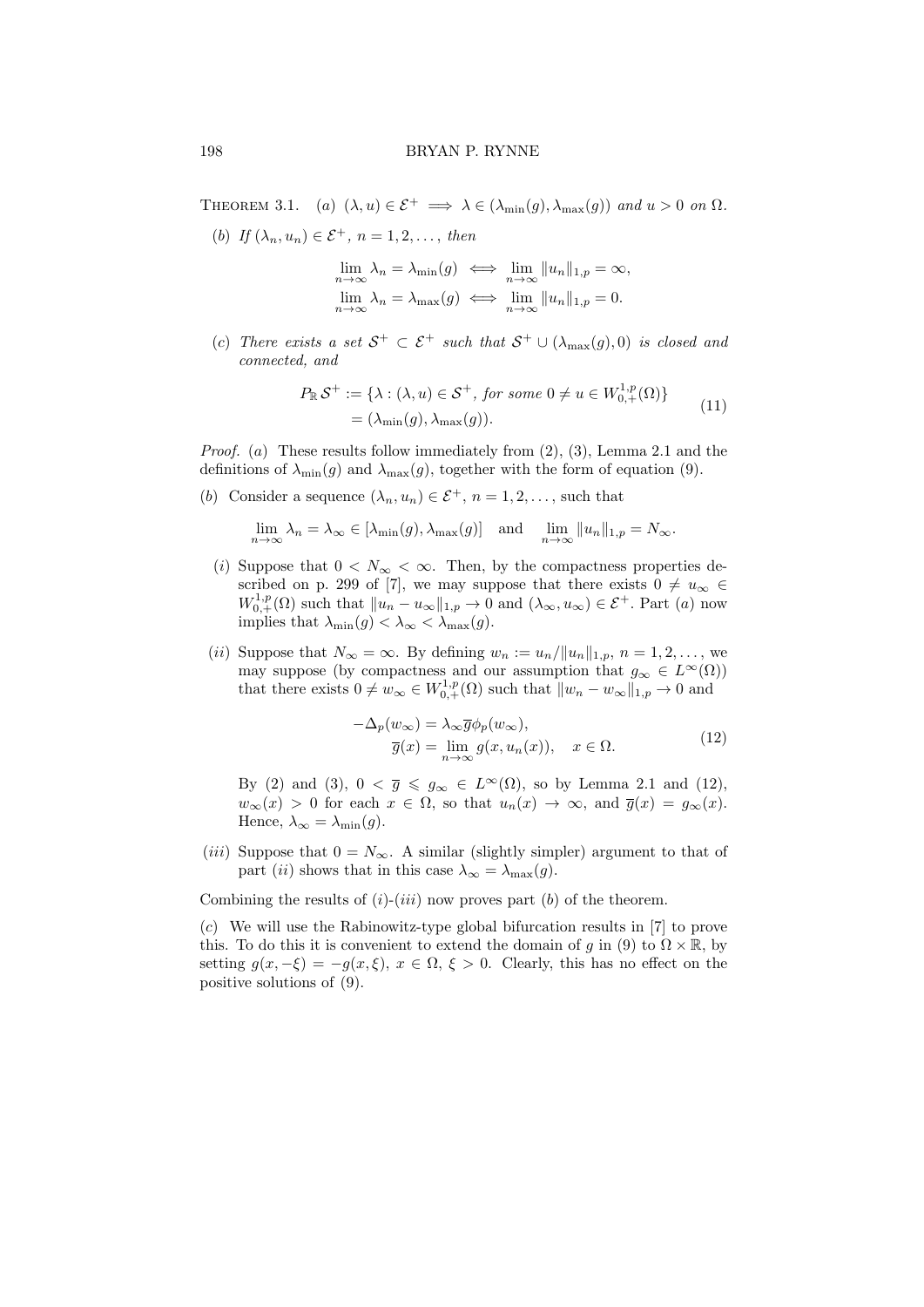THEOREM 3.1. *(a)* $(\lambda, u) \in \mathcal{E}^+ \implies \lambda \in (\lambda_{\min}(g), \lambda_{\max}(g))$ *and* $u > 0$ *on* $\Omega$.

*(b) If* $(\lambda_n, u_n) \in \mathcal{E}^+$, $n = 1, 2, \ldots,$ *then*

$$\lim_{n\to\infty} \lambda_n = \lambda_{\min}(g) \iff \lim_{n\to\infty} \|u_n\|_{1,p} = \infty,$$
$$\lim_{n\to\infty} \lambda_n = \lambda_{\max}(g) \iff \lim_{n\to\infty} \|u_n\|_{1,p} = 0.$$

*(c) There exists a set* $\mathcal{S}^+ \subset \mathcal{E}^+$ *such that* $\mathcal{S}^+ \cup (\lambda_{\max}(g), 0)$ *is closed and connected, and*

$$\begin{aligned} P_{\mathbb{R}}\,\mathcal{S}^+ &:= \{\lambda : (\lambda, u) \in \mathcal{S}^+, \text{ for some } 0 \neq u \in W^{1,p}_{0,+}(\Omega)\} \\ &= (\lambda_{\min}(g), \lambda_{\max}(g)). \end{aligned} \tag{11}$$

*Proof.* *(a)* These results follow immediately from (2), (3), Lemma 2.1 and the definitions of $\lambda_{\min}(g)$ and $\lambda_{\max}(g)$, together with the form of equation (9).

*(b)* Consider a sequence $(\lambda_n, u_n) \in \mathcal{E}^+$, $n = 1, 2, \ldots,$ such that

$$\lim_{n\to\infty} \lambda_n = \lambda_\infty \in [\lambda_{\min}(g), \lambda_{\max}(g)] \quad \text{and} \quad \lim_{n\to\infty} \|u_n\|_{1,p} = N_\infty.$$

*(i)* Suppose that $0 < N_\infty < \infty$. Then, by the compactness properties described on p. 299 of [7], we may suppose that there exists $0 \neq u_\infty \in W^{1,p}_{0,+}(\Omega)$ such that $\|u_n - u_\infty\|_{1,p} \to 0$ and $(\lambda_\infty, u_\infty) \in \mathcal{E}^+$. Part *(a)* now implies that $\lambda_{\min}(g) < \lambda_\infty < \lambda_{\max}(g)$.

*(ii)* Suppose that $N_\infty = \infty$. By defining $w_n := u_n/\|u_n\|_{1,p}$, $n = 1, 2, \ldots,$ we may suppose (by compactness and our assumption that $g_\infty \in L^\infty(\Omega)$) that there exists $0 \neq w_\infty \in W^{1,p}_{0,+}(\Omega)$ such that $\|w_n - w_\infty\|_{1,p} \to 0$ and

$$\begin{aligned} -\Delta_p(w_\infty) &= \lambda_\infty \overline{g} \phi_p(w_\infty), \\ \overline{g}(x) &= \lim_{n\to\infty} g(x, u_n(x)), \quad x \in \Omega. \end{aligned} \tag{12}$$

By (2) and (3), $0 < \overline{g} \leqslant g_\infty \in L^\infty(\Omega)$, so by Lemma 2.1 and (12), $w_\infty(x) > 0$ for each $x \in \Omega$, so that $u_n(x) \to \infty$, and $\overline{g}(x) = g_\infty(x)$. Hence, $\lambda_\infty = \lambda_{\min}(g)$.

*(iii)* Suppose that $0 = N_\infty$. A similar (slightly simpler) argument to that of part *(ii)* shows that in this case $\lambda_\infty = \lambda_{\max}(g)$.

Combining the results of *(i)*-*(iii)* now proves part *(b)* of the theorem.

*(c)* We will use the Rabinowitz-type global bifurcation results in [7] to prove this. To do this it is convenient to extend the domain of $g$ in (9) to $\Omega \times \mathbb{R}$, by setting $g(x, -\xi) = -g(x, \xi)$, $x \in \Omega$, $\xi > 0$. Clearly, this has no effect on the positive solutions of (9).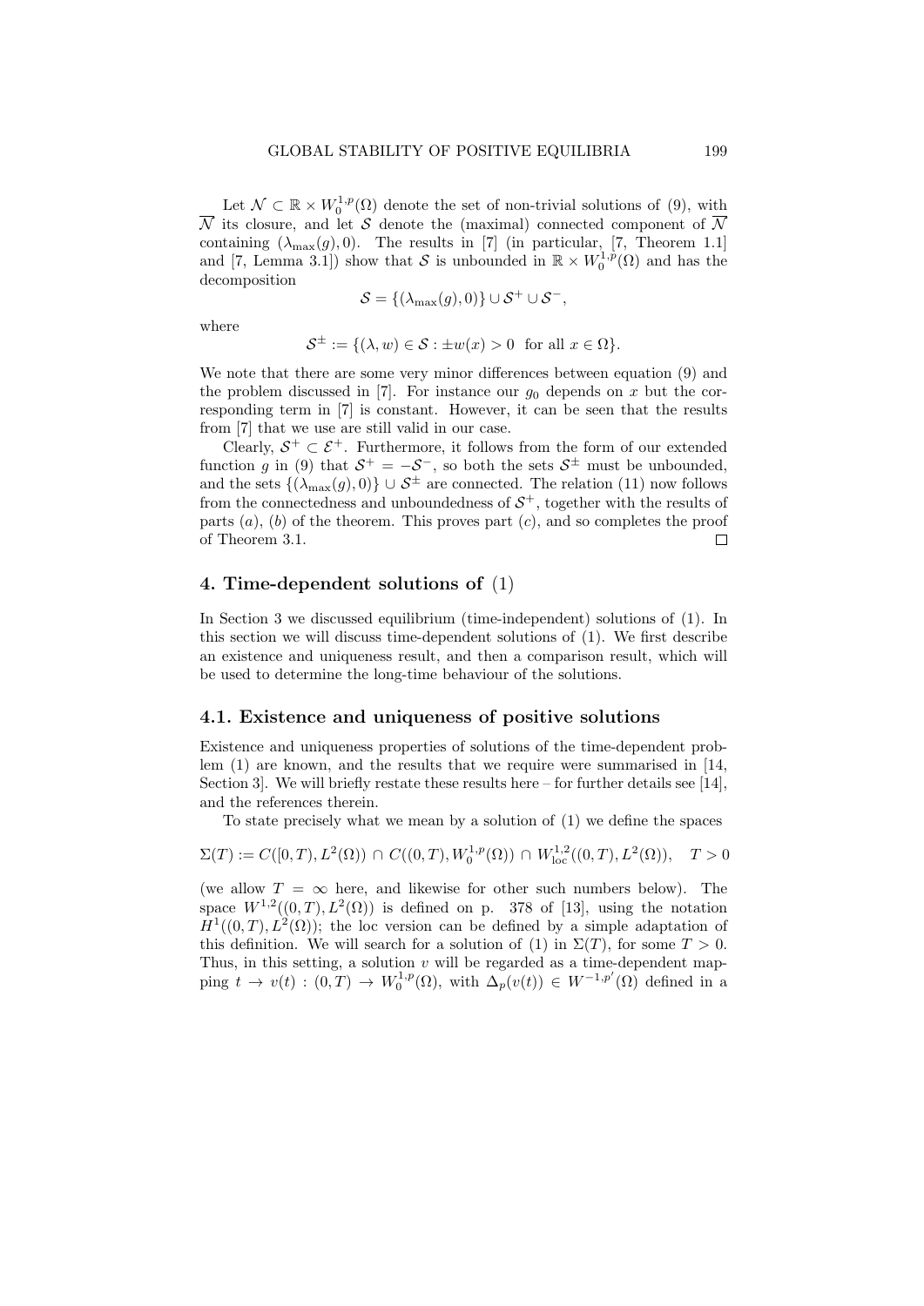Let $\mathcal{N} \subset \mathbb{R} \times W_0^{1,p}(\Omega)$ denote the set of non-trivial solutions of (9), with $\overline{\mathcal{N}}$ its closure, and let $\mathcal{S}$ denote the (maximal) connected component of $\overline{\mathcal{N}}$ containing $(\lambda_{\max}(g), 0)$. The results in [7] (in particular, [7, Theorem 1.1] and [7, Lemma 3.1]) show that $\mathcal{S}$ is unbounded in $\mathbb{R} \times W_0^{1,p}(\Omega)$ and has the decomposition

$$\mathcal{S} = \{(\lambda_{\max}(g), 0)\} \cup \mathcal{S}^+ \cup \mathcal{S}^-,$$

where

$$\mathcal{S}^\pm := \{(\lambda, w) \in \mathcal{S} : \pm w(x) > 0 \ \text{ for all } x \in \Omega\}.$$

We note that there are some very minor differences between equation (9) and the problem discussed in [7]. For instance our $g_0$ depends on $x$ but the corresponding term in [7] is constant. However, it can be seen that the results from [7] that we use are still valid in our case.

Clearly, $\mathcal{S}^+ \subset \mathcal{E}^+$. Furthermore, it follows from the form of our extended function $g$ in (9) that $\mathcal{S}^+ = -\mathcal{S}^-$, so both the sets $\mathcal{S}^\pm$ must be unbounded, and the sets $\{(\lambda_{\max}(g), 0)\} \cup \mathcal{S}^\pm$ are connected. The relation (11) now follows from the connectedness and unboundedness of $\mathcal{S}^+$, together with the results of parts $(a)$, $(b)$ of the theorem. This proves part $(c)$, and so completes the proof of Theorem 3.1. $\square$

## 4. Time-dependent solutions of (1)

In Section 3 we discussed equilibrium (time-independent) solutions of (1). In this section we will discuss time-dependent solutions of (1). We first describe an existence and uniqueness result, and then a comparison result, which will be used to determine the long-time behaviour of the solutions.

### 4.1. Existence and uniqueness of positive solutions

Existence and uniqueness properties of solutions of the time-dependent problem (1) are known, and the results that we require were summarised in [14, Section 3]. We will briefly restate these results here – for further details see [14], and the references therein.

To state precisely what we mean by a solution of (1) we define the spaces

$$\Sigma(T) := C([0,T), L^2(\Omega)) \cap C((0,T), W_0^{1,p}(\Omega)) \cap W^{1,2}_{\mathrm{loc}}((0,T), L^2(\Omega)), \quad T > 0$$

(we allow $T = \infty$ here, and likewise for other such numbers below). The space $W^{1,2}((0,T), L^2(\Omega))$ is defined on p. 378 of [13], using the notation $H^1((0,T), L^2(\Omega))$; the loc version can be defined by a simple adaptation of this definition. We will search for a solution of (1) in $\Sigma(T)$, for some $T > 0$. Thus, in this setting, a solution $v$ will be regarded as a time-dependent mapping $t \to v(t) : (0,T) \to W_0^{1,p}(\Omega)$, with $\Delta_p(v(t)) \in W^{-1,p'}(\Omega)$ defined in a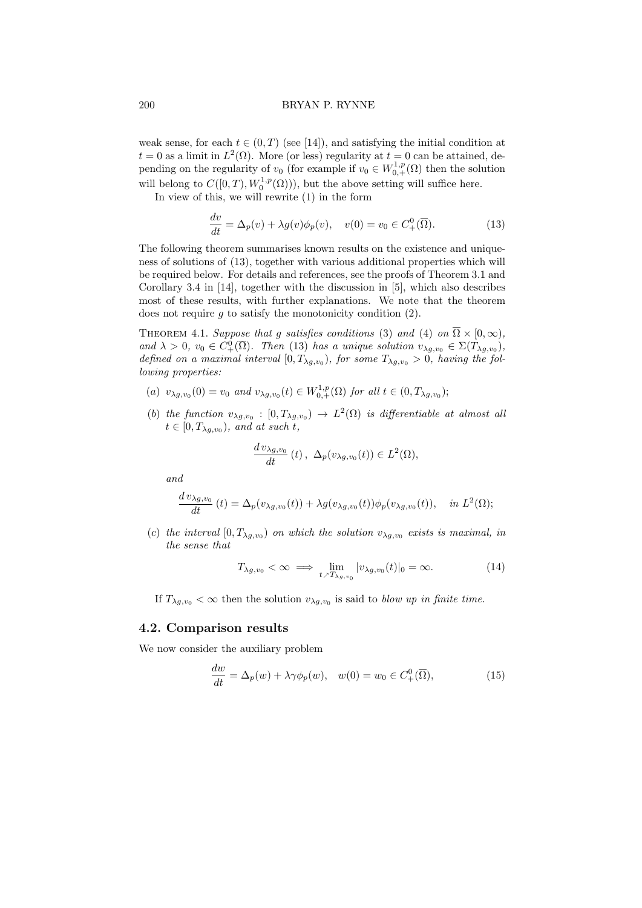weak sense, for each $t \in (0, T)$ (see [14]), and satisfying the initial condition at $t = 0$ as a limit in $L^2(\Omega)$. More (or less) regularity at $t = 0$ can be attained, depending on the regularity of $v_0$ (for example if $v_0 \in W^{1,p}_{0,+}(\Omega)$ then the solution will belong to $C([0, T), W^{1,p}_0(\Omega))$), but the above setting will suffice here.

In view of this, we will rewrite (1) in the form

$$\frac{dv}{dt} = \Delta_p(v) + \lambda g(v)\phi_p(v), \quad v(0) = v_0 \in C^0_+(\overline{\Omega}). \tag{13}$$

The following theorem summarises known results on the existence and uniqueness of solutions of (13), together with various additional properties which will be required below. For details and references, see the proofs of Theorem 3.1 and Corollary 3.4 in [14], together with the discussion in [5], which also describes most of these results, with further explanations. We note that the theorem does not require $g$ to satisfy the monotonicity condition (2).

THEOREM 4.1. *Suppose that $g$ satisfies conditions* (3) *and* (4) *on $\overline{\Omega} \times [0, \infty)$, and $\lambda > 0$, $v_0 \in C^0_+(\overline{\Omega})$. Then* (13) *has a unique solution $v_{\lambda g, v_0} \in \Sigma(T_{\lambda g, v_0})$, defined on a maximal interval $[0, T_{\lambda g, v_0})$, for some $T_{\lambda g, v_0} > 0$, having the following properties:*

(a) *$v_{\lambda g, v_0}(0) = v_0$ and $v_{\lambda g, v_0}(t) \in W^{1,p}_{0,+}(\Omega)$ for all $t \in (0, T_{\lambda g, v_0})$;*

(b) *the function $v_{\lambda g, v_0} : [0, T_{\lambda g, v_0}) \to L^2(\Omega)$ is differentiable at almost all $t \in [0, T_{\lambda g, v_0})$, and at such $t$,*

$$\frac{d\, v_{\lambda g, v_0}}{dt}(t), \ \Delta_p(v_{\lambda g, v_0}(t)) \in L^2(\Omega),$$

*and*

$$\frac{d\, v_{\lambda g, v_0}}{dt}(t) = \Delta_p(v_{\lambda g, v_0}(t)) + \lambda g(v_{\lambda g, v_0}(t))\phi_p(v_{\lambda g, v_0}(t)), \quad \text{in } L^2(\Omega);$$

(c) *the interval $[0, T_{\lambda g, v_0})$ on which the solution $v_{\lambda g, v_0}$ exists is maximal, in the sense that*

$$T_{\lambda g, v_0} < \infty \implies \lim_{t \nearrow T_{\lambda g, v_0}} |v_{\lambda g, v_0}(t)|_0 = \infty. \tag{14}$$

If $T_{\lambda g, v_0} < \infty$ then the solution $v_{\lambda g, v_0}$ is said to *blow up in finite time*.

## 4.2. Comparison results

We now consider the auxiliary problem

$$\frac{dw}{dt} = \Delta_p(w) + \lambda\gamma\phi_p(w), \quad w(0) = w_0 \in C^0_+(\overline{\Omega}), \tag{15}$$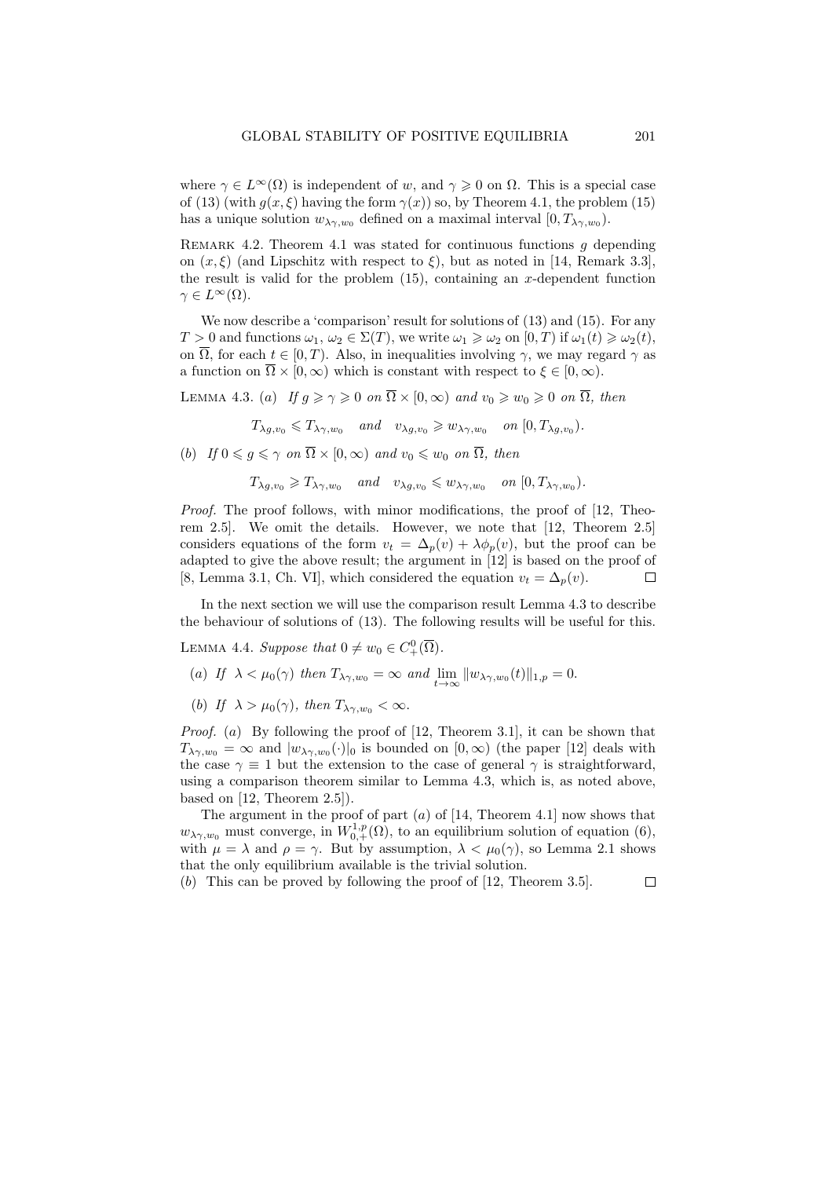where $\gamma \in L^\infty(\Omega)$ is independent of $w$, and $\gamma \geqslant 0$ on $\Omega$. This is a special case of (13) (with $g(x,\xi)$ having the form $\gamma(x)$) so, by Theorem 4.1, the problem (15) has a unique solution $w_{\lambda\gamma,w_0}$ defined on a maximal interval $[0, T_{\lambda\gamma,w_0})$.

Remark 4.2. Theorem 4.1 was stated for continuous functions $g$ depending on $(x,\xi)$ (and Lipschitz with respect to $\xi$), but as noted in [14, Remark 3.3], the result is valid for the problem (15), containing an $x$-dependent function $\gamma \in L^\infty(\Omega)$.

We now describe a 'comparison' result for solutions of (13) and (15). For any $T > 0$ and functions $\omega_1, \omega_2 \in \Sigma(T)$, we write $\omega_1 \geqslant \omega_2$ on $[0,T)$ if $\omega_1(t) \geqslant \omega_2(t)$, on $\overline{\Omega}$, for each $t \in [0,T)$. Also, in inequalities involving $\gamma$, we may regard $\gamma$ as a function on $\overline{\Omega} \times [0,\infty)$ which is constant with respect to $\xi \in [0,\infty)$.

Lemma 4.3. (*a*) *If $g \geqslant \gamma \geqslant 0$ on $\overline{\Omega} \times [0,\infty)$ and $v_0 \geqslant w_0 \geqslant 0$ on $\overline{\Omega}$, then*

$$T_{\lambda g,v_0} \leqslant T_{\lambda\gamma,w_0} \quad \text{and} \quad v_{\lambda g,v_0} \geqslant w_{\lambda\gamma,w_0} \quad \text{on } [0, T_{\lambda g,v_0}).$$

(*b*) *If $0 \leqslant g \leqslant \gamma$ on $\overline{\Omega} \times [0,\infty)$ and $v_0 \leqslant w_0$ on $\overline{\Omega}$, then*

$$T_{\lambda g,v_0} \geqslant T_{\lambda\gamma,w_0} \quad \text{and} \quad v_{\lambda g,v_0} \leqslant w_{\lambda\gamma,w_0} \quad \text{on } [0, T_{\lambda\gamma,w_0}).$$

*Proof.* The proof follows, with minor modifications, the proof of [12, Theorem 2.5]. We omit the details. However, we note that [12, Theorem 2.5] considers equations of the form $v_t = \Delta_p(v) + \lambda\phi_p(v)$, but the proof can be adapted to give the above result; the argument in [12] is based on the proof of [8, Lemma 3.1, Ch. VI], which considered the equation $v_t = \Delta_p(v)$. $\square$

In the next section we will use the comparison result Lemma 4.3 to describe the behaviour of solutions of (13). The following results will be useful for this.

Lemma 4.4. *Suppose that $0 \neq w_0 \in C^0_+(\overline{\Omega})$.*

(*a*) *If $\lambda < \mu_0(\gamma)$ then $T_{\lambda\gamma,w_0} = \infty$ and $\lim_{t\to\infty} \|w_{\lambda\gamma,w_0}(t)\|_{1,p} = 0$.*

(*b*) *If $\lambda > \mu_0(\gamma)$, then $T_{\lambda\gamma,w_0} < \infty$.*

*Proof.* (*a*) By following the proof of [12, Theorem 3.1], it can be shown that $T_{\lambda\gamma,w_0} = \infty$ and $|w_{\lambda\gamma,w_0}(\cdot)|_0$ is bounded on $[0,\infty)$ (the paper [12] deals with the case $\gamma \equiv 1$ but the extension to the case of general $\gamma$ is straightforward, using a comparison theorem similar to Lemma 4.3, which is, as noted above, based on [12, Theorem 2.5]).

The argument in the proof of part (*a*) of [14, Theorem 4.1] now shows that $w_{\lambda\gamma,w_0}$ must converge, in $W^{1,p}_{0,+}(\Omega)$, to an equilibrium solution of equation (6), with $\mu = \lambda$ and $\rho = \gamma$. But by assumption, $\lambda < \mu_0(\gamma)$, so Lemma 2.1 shows that the only equilibrium available is the trivial solution.

(*b*) This can be proved by following the proof of [12, Theorem 3.5]. $\square$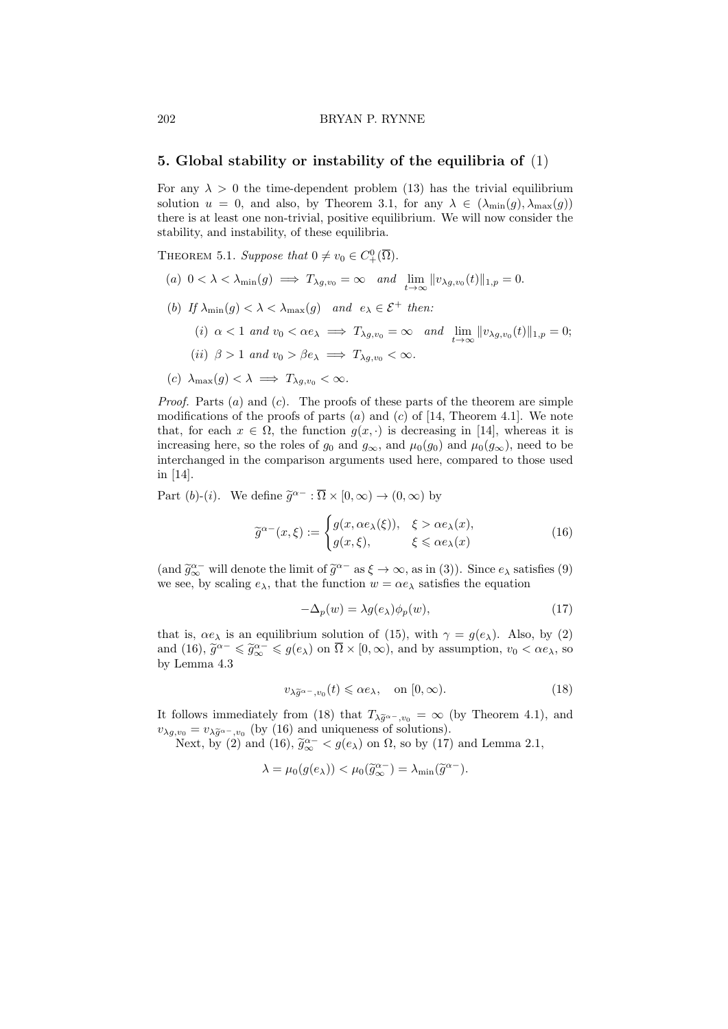## 5. Global stability or instability of the equilibria of (1)

For any $\lambda > 0$ the time-dependent problem (13) has the trivial equilibrium solution $u = 0$, and also, by Theorem 3.1, for any $\lambda \in (\lambda_{\min}(g), \lambda_{\max}(g))$ there is at least one non-trivial, positive equilibrium. We will now consider the stability, and instability, of these equilibria.

THEOREM 5.1. *Suppose that* $0 \neq v_0 \in C^0_+(\overline{\Omega})$.

(*a*) $0 < \lambda < \lambda_{\min}(g) \implies T_{\lambda g, v_0} = \infty$ *and* $\lim_{t\to\infty} \|v_{\lambda g, v_0}(t)\|_{1,p} = 0.$

(*b*) *If* $\lambda_{\min}(g) < \lambda < \lambda_{\max}(g)$ *and* $e_\lambda \in \mathcal{E}^+$ *then:*

(*i*) $\alpha < 1$ *and* $v_0 < \alpha e_\lambda \implies T_{\lambda g, v_0} = \infty$ *and* $\lim_{t\to\infty} \|v_{\lambda g, v_0}(t)\|_{1,p} = 0;$

(*ii*) $\beta > 1$ *and* $v_0 > \beta e_\lambda \implies T_{\lambda g, v_0} < \infty.$

(*c*) $\lambda_{\max}(g) < \lambda \implies T_{\lambda g, v_0} < \infty.$

*Proof.* Parts (*a*) and (*c*). The proofs of these parts of the theorem are simple modifications of the proofs of parts (*a*) and (*c*) of [14, Theorem 4.1]. We note that, for each $x \in \Omega$, the function $g(x, \cdot)$ is decreasing in [14], whereas it is increasing here, so the roles of $g_0$ and $g_\infty$, and $\mu_0(g_0)$ and $\mu_0(g_\infty)$, need to be interchanged in the comparison arguments used here, compared to those used in [14].

Part (*b*)-(*i*). We define $\widetilde{g}^{\alpha-} : \overline{\Omega} \times [0, \infty) \to (0, \infty)$ by

$$\widetilde{g}^{\alpha-}(x, \xi) := \begin{cases} g(x, \alpha e_\lambda(\xi)), & \xi > \alpha e_\lambda(x), \\ g(x, \xi), & \xi \leqslant \alpha e_\lambda(x) \end{cases} \tag{16}$$

(and $\widetilde{g}^{\alpha-}_\infty$ will denote the limit of $\widetilde{g}^{\alpha-}$ as $\xi \to \infty$, as in (3)). Since $e_\lambda$ satisfies (9) we see, by scaling $e_\lambda$, that the function $w = \alpha e_\lambda$ satisfies the equation

$$-\Delta_p(w) = \lambda g(e_\lambda) \phi_p(w), \tag{17}$$

that is, $\alpha e_\lambda$ is an equilibrium solution of (15), with $\gamma = g(e_\lambda)$. Also, by (2) and (16), $\widetilde{g}^{\alpha-} \leqslant \widetilde{g}^{\alpha-}_\infty \leqslant g(e_\lambda)$ on $\overline{\Omega} \times [0, \infty)$, and by assumption, $v_0 < \alpha e_\lambda$, so by Lemma 4.3

$$v_{\lambda \widetilde{g}^{\alpha-}, v_0}(t) \leqslant \alpha e_\lambda, \quad \text{on } [0, \infty). \tag{18}$$

It follows immediately from (18) that $T_{\lambda \widetilde{g}^{\alpha-}, v_0} = \infty$ (by Theorem 4.1), and $v_{\lambda g, v_0} = v_{\lambda \widetilde{g}^{\alpha-}, v_0}$ (by (16) and uniqueness of solutions).

Next, by (2) and (16), $\widetilde{g}^{\alpha-}_\infty < g(e_\lambda)$ on $\Omega$, so by (17) and Lemma 2.1,

$$\lambda = \mu_0(g(e_\lambda)) < \mu_0(\widetilde{g}^{\alpha-}_\infty) = \lambda_{\min}(\widetilde{g}^{\alpha-}).$$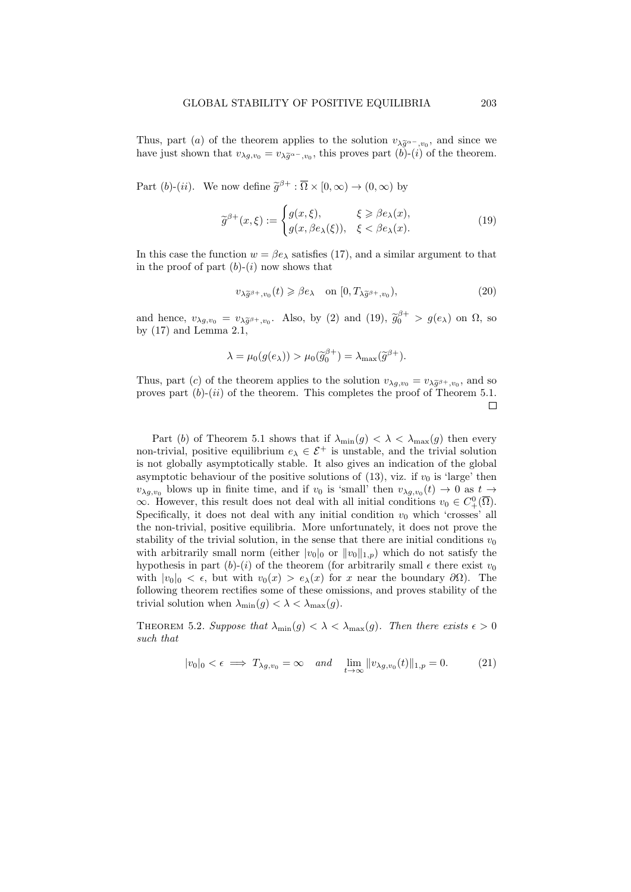Thus, part $(a)$ of the theorem applies to the solution $v_{\lambda \widetilde{g}^{\alpha -}, v_0}$, and since we have just shown that $v_{\lambda g, v_0} = v_{\lambda \widetilde{g}^{\alpha -}, v_0}$, this proves part $(b)$-$(i)$ of the theorem.

Part $(b)$-$(ii)$. We now define $\widetilde{g}^{\beta +} : \overline{\Omega} \times [0, \infty) \to (0, \infty)$ by

$$
\widetilde{g}^{\beta +}(x, \xi) := \begin{cases} g(x, \xi), & \xi \geqslant \beta e_\lambda(x), \\ g(x, \beta e_\lambda(\xi)), & \xi < \beta e_\lambda(x). \end{cases} \tag{19}
$$

In this case the function $w = \beta e_\lambda$ satisfies (17), and a similar argument to that in the proof of part $(b)$-$(i)$ now shows that

$$
v_{\lambda \widetilde{g}^{\beta +}, v_0}(t) \geqslant \beta e_\lambda \quad \text{on } [0, T_{\lambda \widetilde{g}^{\beta +}, v_0}), \tag{20}
$$

and hence, $v_{\lambda g, v_0} = v_{\lambda \widetilde{g}^{\beta +}, v_0}$. Also, by (2) and (19), $\widetilde{g}_0^{\beta +} > g(e_\lambda)$ on $\Omega$, so by (17) and Lemma 2.1,

$$
\lambda = \mu_0(g(e_\lambda)) > \mu_0(\widetilde{g}_0^{\beta +}) = \lambda_{\max}(\widetilde{g}^{\beta +}).
$$

Thus, part $(c)$ of the theorem applies to the solution $v_{\lambda g, v_0} = v_{\lambda \widetilde{g}^{\beta +}, v_0}$, and so proves part $(b)$-$(ii)$ of the theorem. This completes the proof of Theorem 5.1. □

Part $(b)$ of Theorem 5.1 shows that if $\lambda_{\min}(g) < \lambda < \lambda_{\max}(g)$ then every non-trivial, positive equilibrium $e_\lambda \in \mathcal{E}^+$ is unstable, and the trivial solution is not globally asymptotically stable. It also gives an indication of the global asymptotic behaviour of the positive solutions of (13), viz. if $v_0$ is 'large' then $v_{\lambda g, v_0}$ blows up in finite time, and if $v_0$ is 'small' then $v_{\lambda g, v_0}(t) \to 0$ as $t \to \infty$. However, this result does not deal with all initial conditions $v_0 \in C_+^0(\overline{\Omega})$. Specifically, it does not deal with any initial condition $v_0$ which 'crosses' all the non-trivial, positive equilibria. More unfortunately, it does not prove the stability of the trivial solution, in the sense that there are initial conditions $v_0$ with arbitrarily small norm (either $|v_0|_0$ or $\|v_0\|_{1,p}$) which do not satisfy the hypothesis in part $(b)$-$(i)$ of the theorem (for arbitrarily small $\epsilon$ there exist $v_0$ with $|v_0|_0 < \epsilon$, but with $v_0(x) > e_\lambda(x)$ for $x$ near the boundary $\partial\Omega$). The following theorem rectifies some of these omissions, and proves stability of the trivial solution when $\lambda_{\min}(g) < \lambda < \lambda_{\max}(g)$.

Theorem 5.2. *Suppose that $\lambda_{\min}(g) < \lambda < \lambda_{\max}(g)$. Then there exists $\epsilon > 0$ such that*

$$
|v_0|_0 < \epsilon \implies T_{\lambda g, v_0} = \infty \quad \textit{and} \quad \lim_{t \to \infty} \|v_{\lambda g, v_0}(t)\|_{1,p} = 0. \tag{21}
$$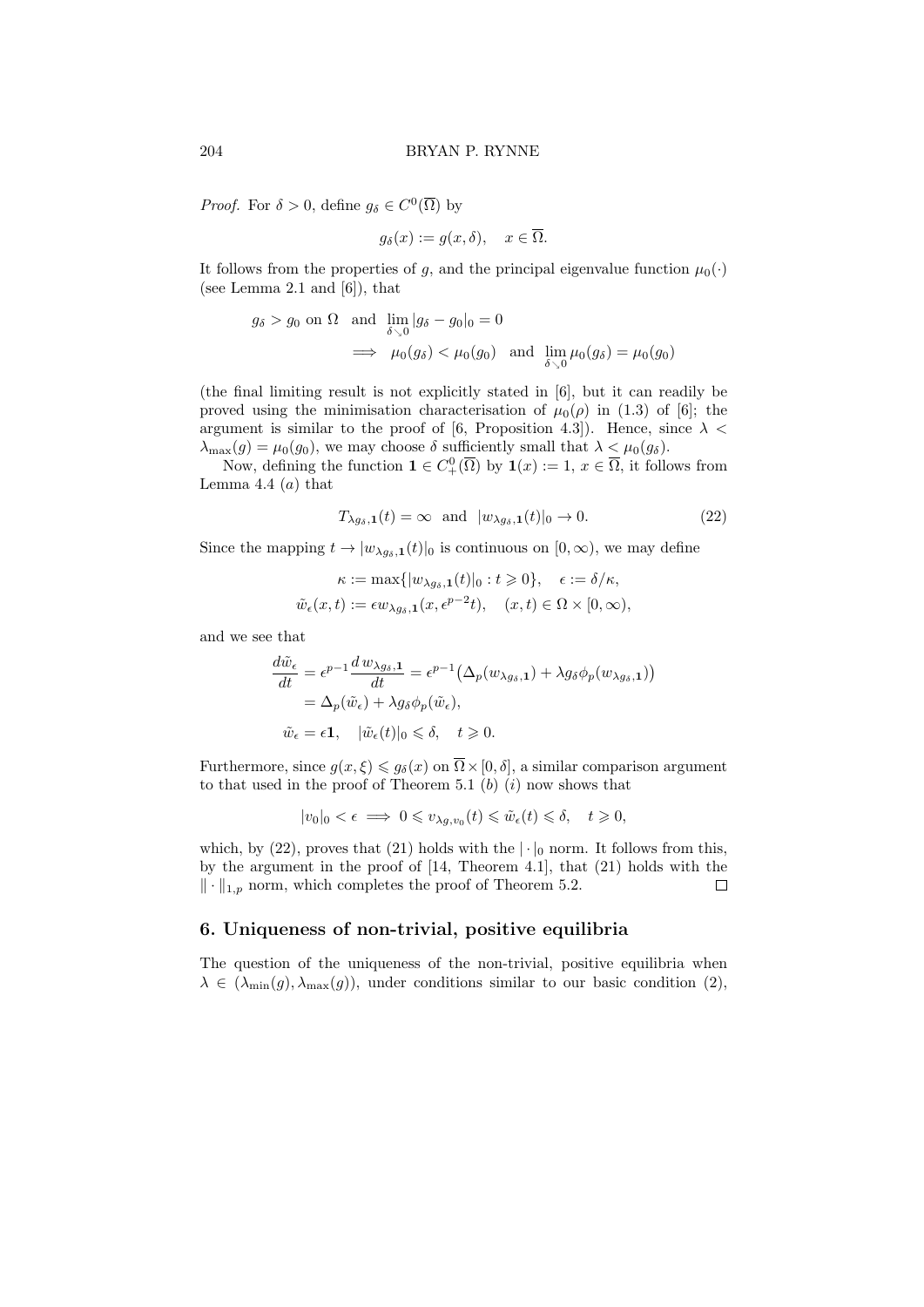*Proof.* For $\delta > 0$, define $g_\delta \in C^0(\overline{\Omega})$ by

$$g_\delta(x) := g(x, \delta), \quad x \in \overline{\Omega}.$$

It follows from the properties of $g$, and the principal eigenvalue function $\mu_0(\cdot)$ (see Lemma 2.1 and [6]), that

$$\begin{aligned} g_\delta > g_0 \text{ on } \Omega \quad &\text{and} \quad \lim_{\delta \searrow 0} |g_\delta - g_0|_0 = 0 \\ &\implies \mu_0(g_\delta) < \mu_0(g_0) \quad \text{and} \quad \lim_{\delta \searrow 0} \mu_0(g_\delta) = \mu_0(g_0) \end{aligned}$$

(the final limiting result is not explicitly stated in [6], but it can readily be proved using the minimisation characterisation of $\mu_0(\rho)$ in (1.3) of [6]; the argument is similar to the proof of [6, Proposition 4.3]). Hence, since $\lambda < \lambda_{\max}(g) = \mu_0(g_0)$, we may choose $\delta$ sufficiently small that $\lambda < \mu_0(g_\delta)$.

Now, defining the function $\mathbf{1} \in C^0_+(\overline{\Omega})$ by $\mathbf{1}(x) := 1$, $x \in \overline{\Omega}$, it follows from Lemma 4.4 $(a)$ that

$$T_{\lambda g_\delta, \mathbf{1}}(t) = \infty \quad \text{and} \quad |w_{\lambda g_\delta, \mathbf{1}}(t)|_0 \to 0. \tag{22}$$

Since the mapping $t \to |w_{\lambda g_\delta, \mathbf{1}}(t)|_0$ is continuous on $[0, \infty)$, we may define

$$\begin{gathered} \kappa := \max\{|w_{\lambda g_\delta, \mathbf{1}}(t)|_0 : t \geqslant 0\}, \quad \epsilon := \delta/\kappa, \\ \tilde{w}_\epsilon(x, t) := \epsilon w_{\lambda g_\delta, \mathbf{1}}(x, \epsilon^{p-2} t), \quad (x, t) \in \Omega \times [0, \infty), \end{gathered}$$

and we see that

$$\begin{aligned} \frac{d\tilde{w}_\epsilon}{dt} &= \epsilon^{p-1} \frac{d\, w_{\lambda g_\delta, \mathbf{1}}}{dt} = \epsilon^{p-1} \big( \Delta_p(w_{\lambda g_\delta, \mathbf{1}}) + \lambda g_\delta \phi_p(w_{\lambda g_\delta, \mathbf{1}}) \big) \\ &= \Delta_p(\tilde{w}_\epsilon) + \lambda g_\delta \phi_p(\tilde{w}_\epsilon), \\ \tilde{w}_\epsilon &= \epsilon \mathbf{1}, \quad |\tilde{w}_\epsilon(t)|_0 \leqslant \delta, \quad t \geqslant 0. \end{aligned}$$

Furthermore, since $g(x, \xi) \leqslant g_\delta(x)$ on $\overline{\Omega} \times [0, \delta]$, a similar comparison argument to that used in the proof of Theorem 5.1 $(b)$ $(i)$ now shows that

$$|v_0|_0 < \epsilon \implies 0 \leqslant v_{\lambda g, v_0}(t) \leqslant \tilde{w}_\epsilon(t) \leqslant \delta, \quad t \geqslant 0,$$

which, by (22), proves that (21) holds with the $|\cdot|_0$ norm. It follows from this, by the argument in the proof of [14, Theorem 4.1], that (21) holds with the $\|\cdot\|_{1,p}$ norm, which completes the proof of Theorem 5.2. $\square$

## 6. Uniqueness of non-trivial, positive equilibria

The question of the uniqueness of the non-trivial, positive equilibria when $\lambda \in (\lambda_{\min}(g), \lambda_{\max}(g))$, under conditions similar to our basic condition (2),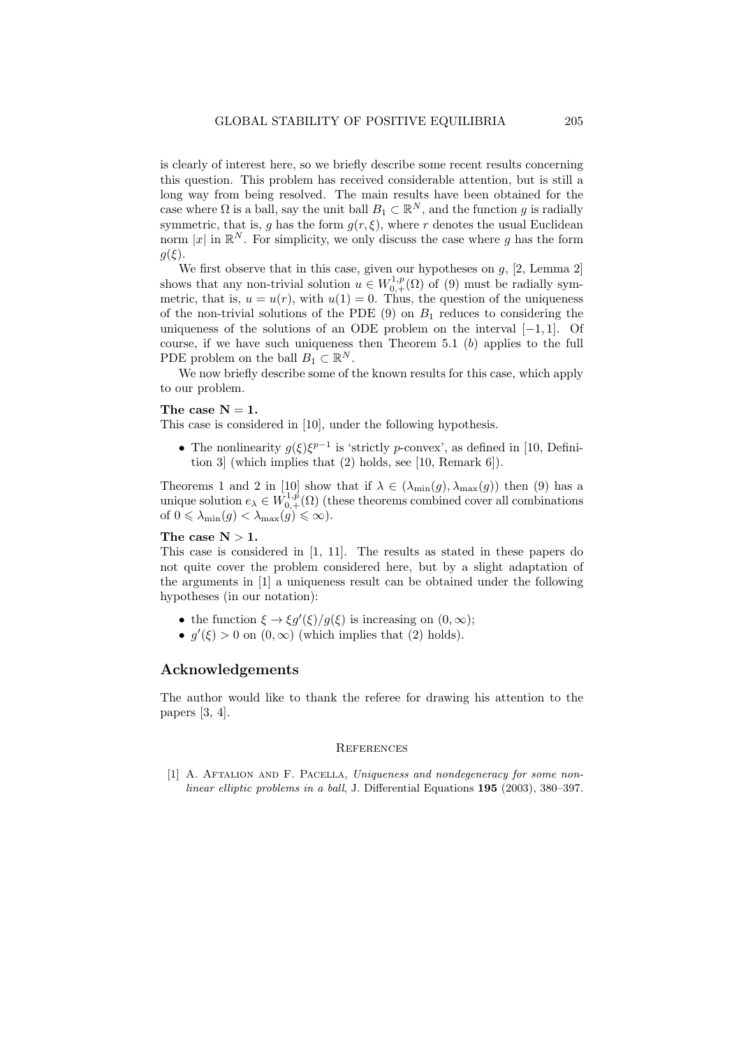is clearly of interest here, so we briefly describe some recent results concerning this question. This problem has received considerable attention, but is still a long way from being resolved. The main results have been obtained for the case where $\Omega$ is a ball, say the unit ball $B_1 \subset \mathbb{R}^N$, and the function $g$ is radially symmetric, that is, $g$ has the form $g(r, \xi)$, where $r$ denotes the usual Euclidean norm $|x|$ in $\mathbb{R}^N$. For simplicity, we only discuss the case where $g$ has the form $g(\xi)$.

We first observe that in this case, given our hypotheses on $g$, [2, Lemma 2] shows that any non-trivial solution $u \in W^{1,p}_{0,+}(\Omega)$ of (9) must be radially symmetric, that is, $u = u(r)$, with $u(1) = 0$. Thus, the question of the uniqueness of the non-trivial solutions of the PDE (9) on $B_1$ reduces to considering the uniqueness of the solutions of an ODE problem on the interval $[-1, 1]$. Of course, if we have such uniqueness then Theorem 5.1 ($b$) applies to the full PDE problem on the ball $B_1 \subset \mathbb{R}^N$.

We now briefly describe some of the known results for this case, which apply to our problem.

**The case $\mathbf{N = 1}$.**
This case is considered in [10], under the following hypothesis.

- The nonlinearity $g(\xi)\xi^{p-1}$ is 'strictly $p$-convex', as defined in [10, Definition 3] (which implies that (2) holds, see [10, Remark 6]).

Theorems 1 and 2 in [10] show that if $\lambda \in (\lambda_{\min}(g), \lambda_{\max}(g))$ then (9) has a unique solution $e_\lambda \in W^{1,p}_{0,+}(\Omega)$ (these theorems combined cover all combinations of $0 \leqslant \lambda_{\min}(g) < \lambda_{\max}(g) \leqslant \infty$).

**The case $\mathbf{N > 1}$.**
This case is considered in [1, 11]. The results as stated in these papers do not quite cover the problem considered here, but by a slight adaptation of the arguments in [1] a uniqueness result can be obtained under the following hypotheses (in our notation):

- the function $\xi \to \xi g'(\xi)/g(\xi)$ is increasing on $(0, \infty)$;
- $g'(\xi) > 0$ on $(0, \infty)$ (which implies that (2) holds).

## Acknowledgements

The author would like to thank the referee for drawing his attention to the papers [3, 4].

## References

[1] A. Aftalion and F. Pacella, *Uniqueness and nondegeneracy for some nonlinear elliptic problems in a ball*, J. Differential Equations **195** (2003), 380–397.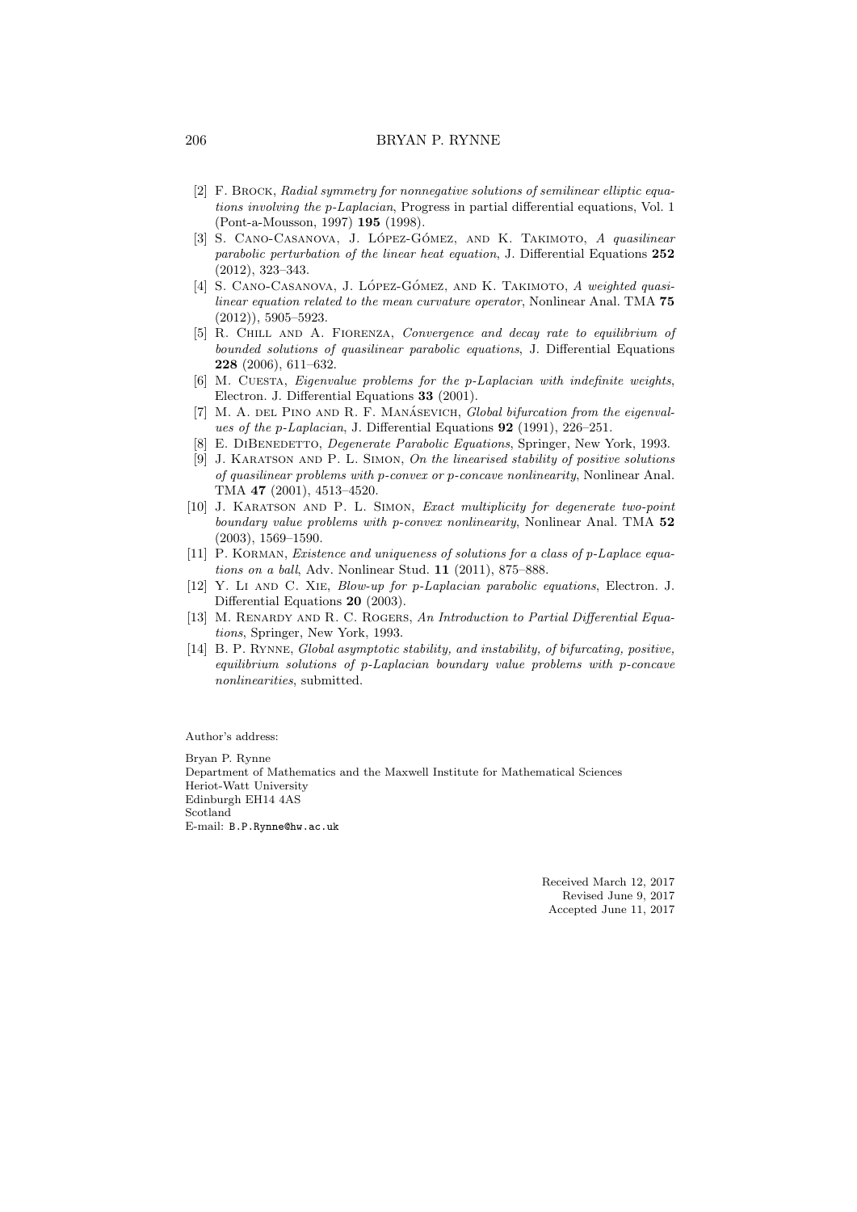[2] F. Brock, *Radial symmetry for nonnegative solutions of semilinear elliptic equations involving the p-Laplacian*, Progress in partial differential equations, Vol. 1 (Pont-a-Mousson, 1997) **195** (1998).

[3] S. Cano-Casanova, J. López-Gómez, and K. Takimoto, *A quasilinear parabolic perturbation of the linear heat equation*, J. Differential Equations **252** (2012), 323–343.

[4] S. Cano-Casanova, J. López-Gómez, and K. Takimoto, *A weighted quasilinear equation related to the mean curvature operator*, Nonlinear Anal. TMA **75** (2012)), 5905–5923.

[5] R. Chill and A. Fiorenza, *Convergence and decay rate to equilibrium of bounded solutions of quasilinear parabolic equations*, J. Differential Equations **228** (2006), 611–632.

[6] M. Cuesta, *Eigenvalue problems for the p-Laplacian with indefinite weights*, Electron. J. Differential Equations **33** (2001).

[7] M. A. del Pino and R. F. Manásevich, *Global bifurcation from the eigenvalues of the p-Laplacian*, J. Differential Equations **92** (1991), 226–251.

[8] E. DiBenedetto, *Degenerate Parabolic Equations*, Springer, New York, 1993.

[9] J. Karatson and P. L. Simon, *On the linearised stability of positive solutions of quasilinear problems with p-convex or p-concave nonlinearity*, Nonlinear Anal. TMA **47** (2001), 4513–4520.

[10] J. Karatson and P. L. Simon, *Exact multiplicity for degenerate two-point boundary value problems with p-convex nonlinearity*, Nonlinear Anal. TMA **52** (2003), 1569–1590.

[11] P. Korman, *Existence and uniqueness of solutions for a class of p-Laplace equations on a ball*, Adv. Nonlinear Stud. **11** (2011), 875–888.

[12] Y. Li and C. Xie, *Blow-up for p-Laplacian parabolic equations*, Electron. J. Differential Equations **20** (2003).

[13] M. Renardy and R. C. Rogers, *An Introduction to Partial Differential Equations*, Springer, New York, 1993.

[14] B. P. Rynne, *Global asymptotic stability, and instability, of bifurcating, positive, equilibrium solutions of p-Laplacian boundary value problems with p-concave nonlinearities*, submitted.

Author's address:

Bryan P. Rynne
Department of Mathematics and the Maxwell Institute for Mathematical Sciences
Heriot-Watt University
Edinburgh EH14 4AS
Scotland
E-mail: B.P.Rynne@hw.ac.uk

Received March 12, 2017
Revised June 9, 2017
Accepted June 11, 2017